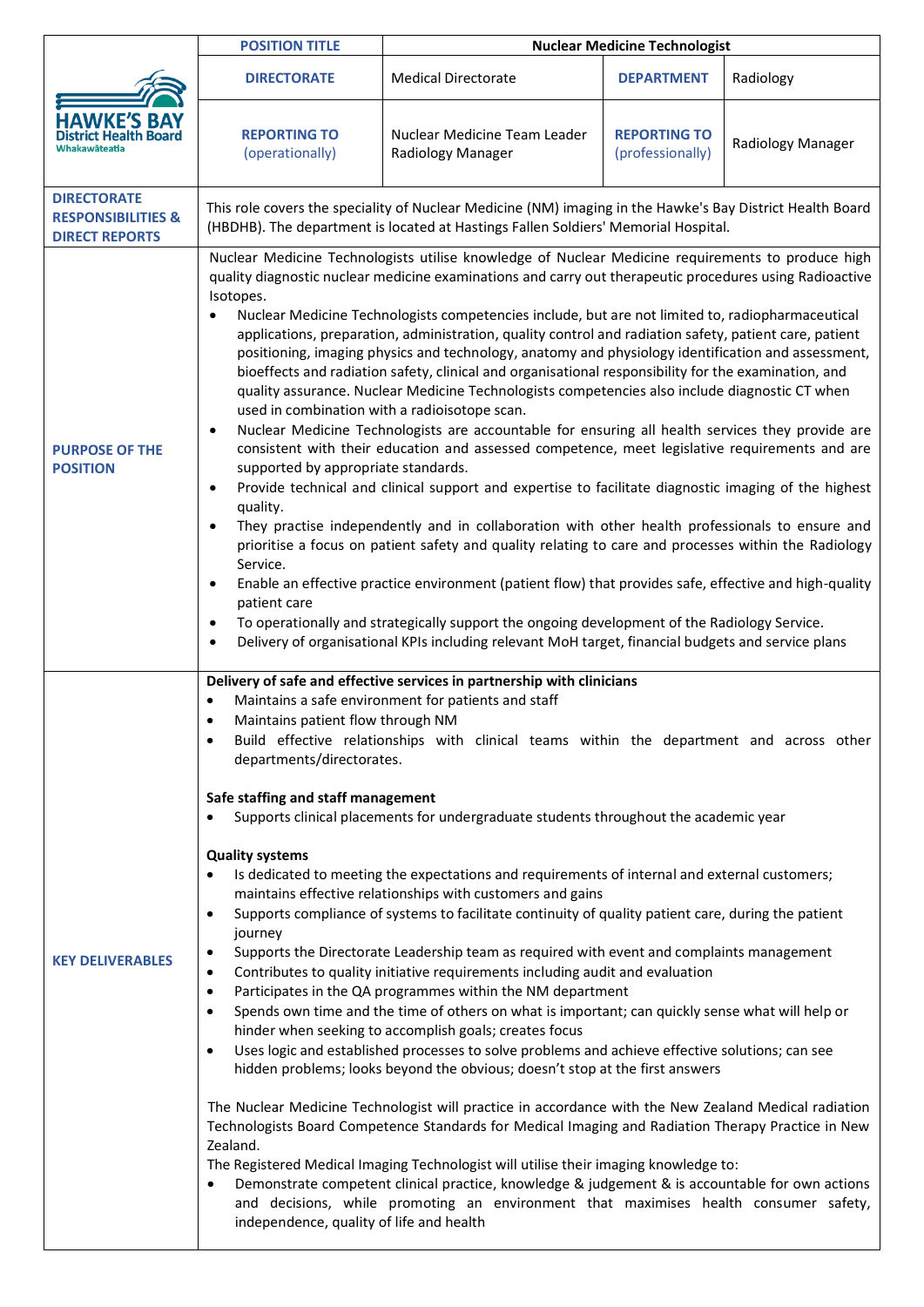| HAWKE'S BAY District Health Board Whakawāteatia | **POSITION TITLE** | **Nuclear Medicine Technologist** | | |
|---|---|---|---|---|
| | **DIRECTORATE** | Medical Directorate | **DEPARTMENT** | Radiology |
| | **REPORTING TO** (operationally) | Nuclear Medicine Team Leader Radiology Manager | **REPORTING TO** (professionally) | Radiology Manager |

| | |
|---|---|
| **DIRECTORATE RESPONSIBILITIES & DIRECT REPORTS** | This role covers the speciality of Nuclear Medicine (NM) imaging in the Hawke's Bay District Health Board (HBDHB). The department is located at Hastings Fallen Soldiers' Memorial Hospital. |
| **PURPOSE OF THE POSITION** | Nuclear Medicine Technologists utilise knowledge of Nuclear Medicine requirements to produce high quality diagnostic nuclear medicine examinations and carry out therapeutic procedures using Radioactive Isotopes.<br>• Nuclear Medicine Technologists competencies include, but are not limited to, radiopharmaceutical applications, preparation, administration, quality control and radiation safety, patient care, patient positioning, imaging physics and technology, anatomy and physiology identification and assessment, bioeffects and radiation safety, clinical and organisational responsibility for the examination, and quality assurance. Nuclear Medicine Technologists competencies also include diagnostic CT when used in combination with a radioisotope scan.<br>• Nuclear Medicine Technologists are accountable for ensuring all health services they provide are consistent with their education and assessed competence, meet legislative requirements and are supported by appropriate standards.<br>• Provide technical and clinical support and expertise to facilitate diagnostic imaging of the highest quality.<br>• They practise independently and in collaboration with other health professionals to ensure and prioritise a focus on patient safety and quality relating to care and processes within the Radiology Service.<br>• Enable an effective practice environment (patient flow) that provides safe, effective and high-quality patient care<br>• To operationally and strategically support the ongoing development of the Radiology Service.<br>• Delivery of organisational KPIs including relevant MoH target, financial budgets and service plans |
| **KEY DELIVERABLES** | **Delivery of safe and effective services in partnership with clinicians**<br>• Maintains a safe environment for patients and staff<br>• Maintains patient flow through NM<br>• Build effective relationships with clinical teams within the department and across other departments/directorates.<br><br>**Safe staffing and staff management**<br>• Supports clinical placements for undergraduate students throughout the academic year<br><br>**Quality systems**<br>• Is dedicated to meeting the expectations and requirements of internal and external customers; maintains effective relationships with customers and gains<br>• Supports compliance of systems to facilitate continuity of quality patient care, during the patient journey<br>• Supports the Directorate Leadership team as required with event and complaints management<br>• Contributes to quality initiative requirements including audit and evaluation<br>• Participates in the QA programmes within the NM department<br>• Spends own time and the time of others on what is important; can quickly sense what will help or hinder when seeking to accomplish goals; creates focus<br>• Uses logic and established processes to solve problems and achieve effective solutions; can see hidden problems; looks beyond the obvious; doesn't stop at the first answers<br><br>The Nuclear Medicine Technologist will practice in accordance with the New Zealand Medical radiation Technologists Board Competence Standards for Medical Imaging and Radiation Therapy Practice in New Zealand.<br>The Registered Medical Imaging Technologist will utilise their imaging knowledge to:<br>• Demonstrate competent clinical practice, knowledge & judgement & is accountable for own actions and decisions, while promoting an environment that maximises health consumer safety, independence, quality of life and health |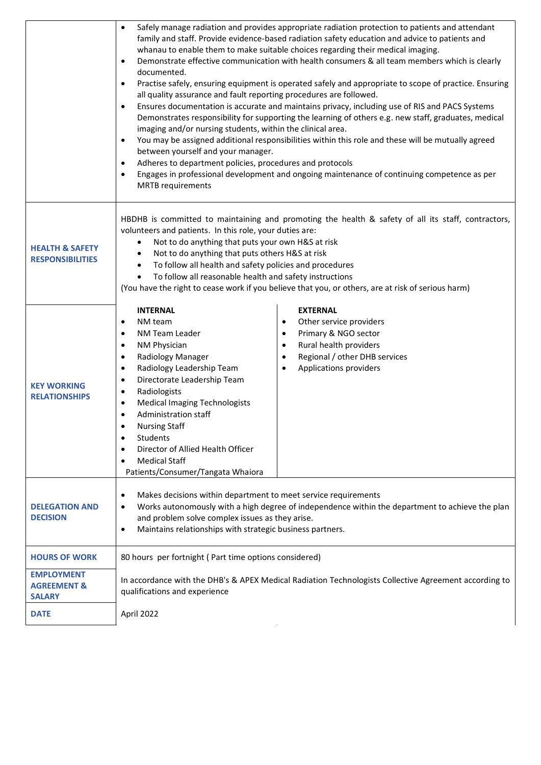| | |
|---|---|
| | • Safely manage radiation and provides appropriate radiation protection to patients and attendant family and staff. Provide evidence-based radiation safety education and advice to patients and whanau to enable them to make suitable choices regarding their medical imaging.<br>• Demonstrate effective communication with health consumers & all team members which is clearly documented.<br>• Practise safely, ensuring equipment is operated safely and appropriate to scope of practice. Ensuring all quality assurance and fault reporting procedures are followed.<br>• Ensures documentation is accurate and maintains privacy, including use of RIS and PACS Systems Demonstrates responsibility for supporting the learning of others e.g. new staff, graduates, medical imaging and/or nursing students, within the clinical area.<br>• You may be assigned additional responsibilities within this role and these will be mutually agreed between yourself and your manager.<br>• Adheres to department policies, procedures and protocols<br>• Engages in professional development and ongoing maintenance of continuing competence as per MRTB requirements |
| **HEALTH & SAFETY RESPONSIBILITIES** | HBDHB is committed to maintaining and promoting the health & safety of all its staff, contractors, volunteers and patients. In this role, your duties are:<br>• Not to do anything that puts your own H&S at risk<br>• Not to do anything that puts others H&S at risk<br>• To follow all health and safety policies and procedures<br>• To follow all reasonable health and safety instructions<br>(You have the right to cease work if you believe that you, or others, are at risk of serious harm) |
| **KEY WORKING RELATIONSHIPS** | **INTERNAL**<br>• NM team<br>• NM Team Leader<br>• NM Physician<br>• Radiology Manager<br>• Radiology Leadership Team<br>• Directorate Leadership Team<br>• Radiologists<br>• Medical Imaging Technologists<br>• Administration staff<br>• Nursing Staff<br>• Students<br>• Director of Allied Health Officer<br>• Medical Staff<br>Patients/Consumer/Tangata Whaiora<br><br>**EXTERNAL**<br>• Other service providers<br>• Primary & NGO sector<br>• Rural health providers<br>• Regional / other DHB services<br>• Applications providers |
| **DELEGATION AND DECISION** | • Makes decisions within department to meet service requirements<br>• Works autonomously with a high degree of independence within the department to achieve the plan and problem solve complex issues as they arise.<br>• Maintains relationships with strategic business partners. |
| **HOURS OF WORK** | 80 hours per fortnight ( Part time options considered) |
| **EMPLOYMENT AGREEMENT & SALARY** | In accordance with the DHB's & APEX Medical Radiation Technologists Collective Agreement according to qualifications and experience |
| **DATE** | April 2022 |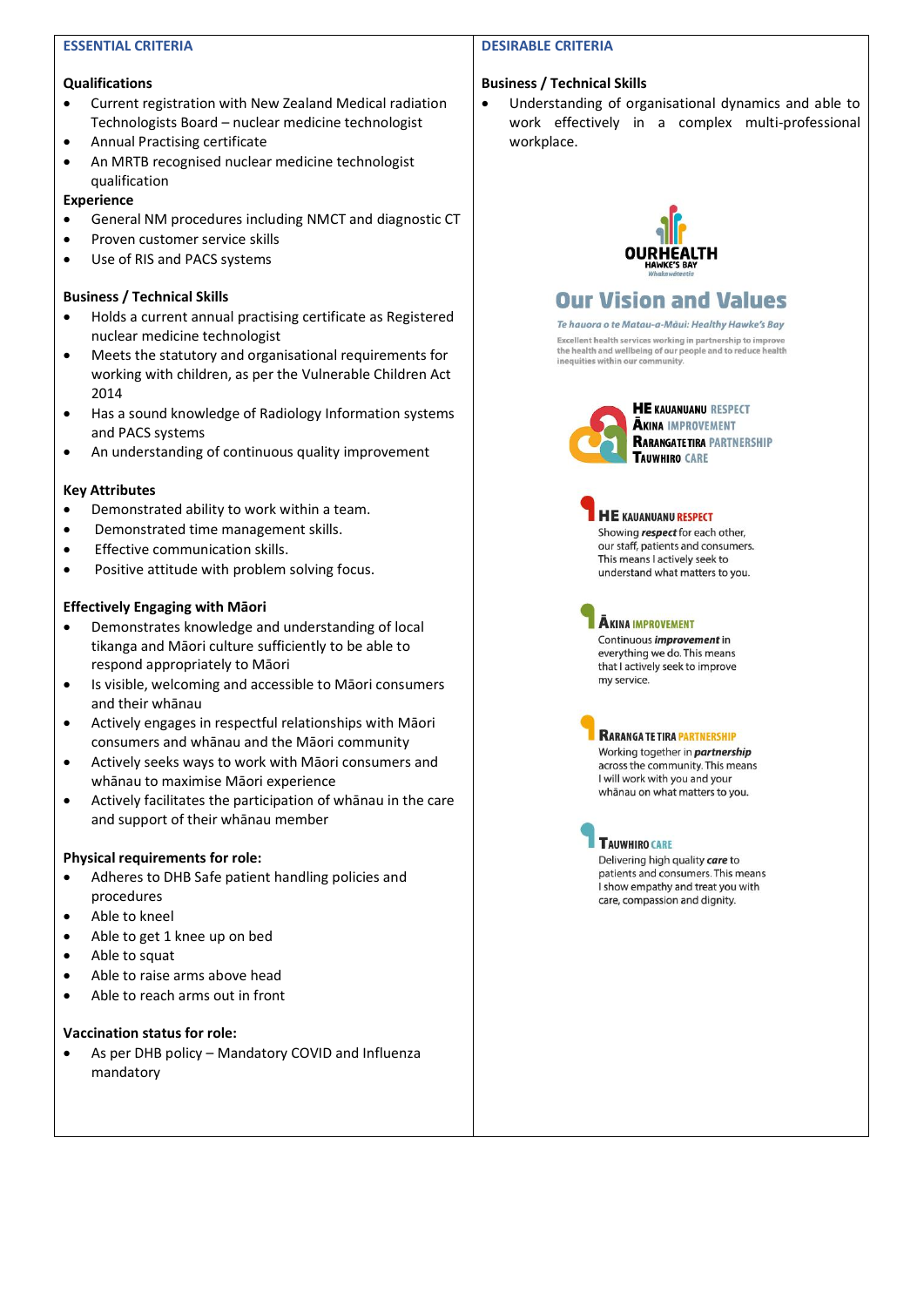## ESSENTIAL CRITERIA

**Qualifications**

- Current registration with New Zealand Medical radiation Technologists Board – nuclear medicine technologist
- Annual Practising certificate
- An MRTB recognised nuclear medicine technologist qualification

**Experience**

- General NM procedures including NMCT and diagnostic CT
- Proven customer service skills
- Use of RIS and PACS systems

**Business / Technical Skills**

- Holds a current annual practising certificate as Registered nuclear medicine technologist
- Meets the statutory and organisational requirements for working with children, as per the Vulnerable Children Act 2014
- Has a sound knowledge of Radiology Information systems and PACS systems
- An understanding of continuous quality improvement

**Key Attributes**

- Demonstrated ability to work within a team.
- Demonstrated time management skills.
- Effective communication skills.
- Positive attitude with problem solving focus.

**Effectively Engaging with Māori**

- Demonstrates knowledge and understanding of local tikanga and Māori culture sufficiently to be able to respond appropriately to Māori
- Is visible, welcoming and accessible to Māori consumers and their whānau
- Actively engages in respectful relationships with Māori consumers and whānau and the Māori community
- Actively seeks ways to work with Māori consumers and whānau to maximise Māori experience
- Actively facilitates the participation of whānau in the care and support of their whānau member

**Physical requirements for role:**

- Adheres to DHB Safe patient handling policies and procedures
- Able to kneel
- Able to get 1 knee up on bed
- Able to squat
- Able to raise arms above head
- Able to reach arms out in front

**Vaccination status for role:**

- As per DHB policy – Mandatory COVID and Influenza mandatory

## DESIRABLE CRITERIA

**Business / Technical Skills**

- Understanding of organisational dynamics and able to work effectively in a complex multi-professional workplace.

OURHEALTH
HAWKE'S BAY
Whakawāteatia

## Our Vision and Values

*Te hauora o te Matau-a-Māui: Healthy Hawke's Bay*

Excellent health services working in partnership to improve the health and wellbeing of our people and to reduce health inequities within our community.

HE KAUANUAU RESPECT
ĀKINA IMPROVEMENT
RARANGA TE TIRA PARTNERSHIP
TAUWHIRO CARE

**HE KAUANUAU RESPECT**

Showing ***respect*** for each other, our staff, patients and consumers. This means I actively seek to understand what matters to you.

**ĀKINA IMPROVEMENT**

Continuous ***improvement*** in everything we do. This means that I actively seek to improve my service.

**RARANGA TE TIRA PARTNERSHIP**

Working together in ***partnership*** across the community. This means I will work with you and your whānau on what matters to you.

**TAUWHIRO CARE**

Delivering high quality ***care*** to patients and consumers. This means I show empathy and treat you with care, compassion and dignity.